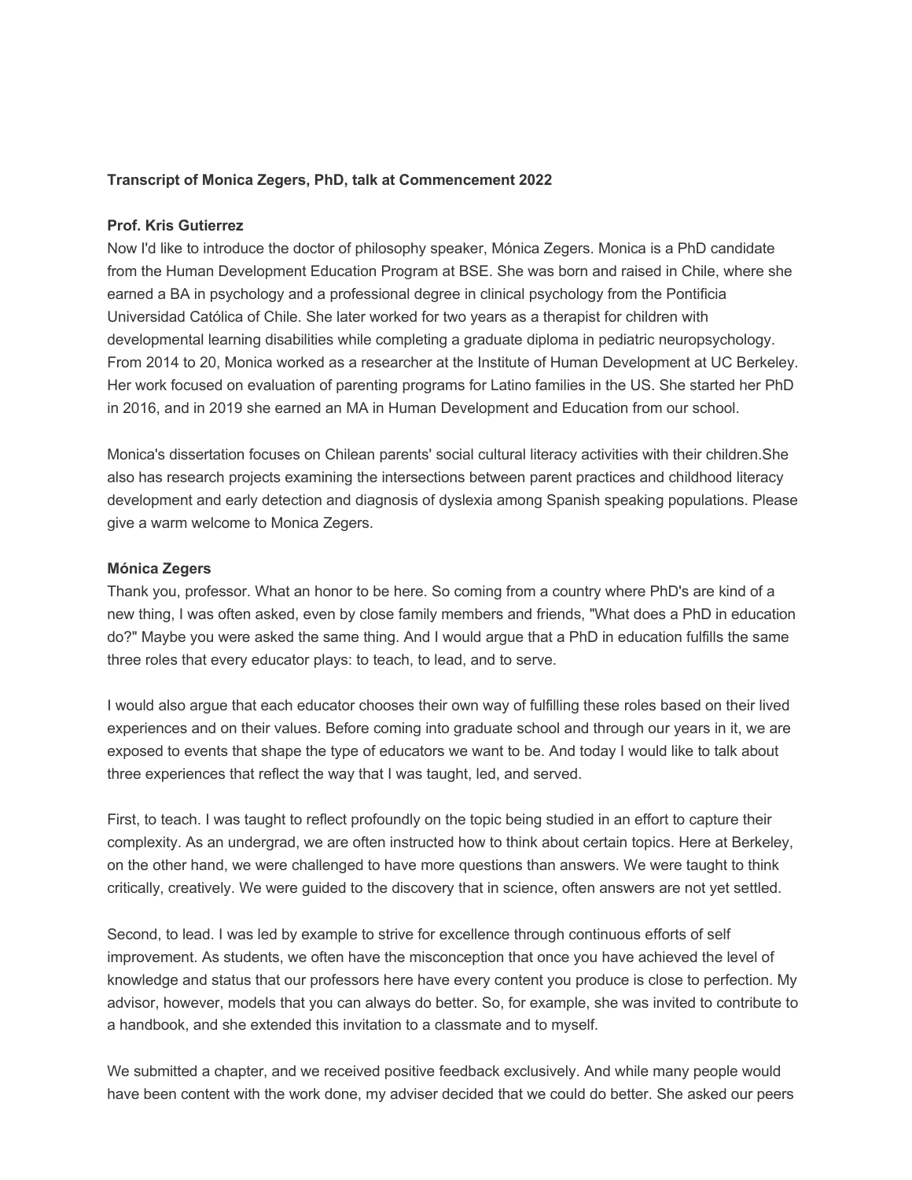**Transcript of Monica Zegers, PhD, talk at Commencement 2022**

**Prof. Kris Gutierrez**

Now I'd like to introduce the doctor of philosophy speaker, Mónica Zegers. Monica is a PhD candidate from the Human Development Education Program at BSE. She was born and raised in Chile, where she earned a BA in psychology and a professional degree in clinical psychology from the Pontificia Universidad Católica of Chile. She later worked for two years as a therapist for children with developmental learning disabilities while completing a graduate diploma in pediatric neuropsychology. From 2014 to 20, Monica worked as a researcher at the Institute of Human Development at UC Berkeley. Her work focused on evaluation of parenting programs for Latino families in the US. She started her PhD in 2016, and in 2019 she earned an MA in Human Development and Education from our school.

Monica's dissertation focuses on Chilean parents' social cultural literacy activities with their children.She also has research projects examining the intersections between parent practices and childhood literacy development and early detection and diagnosis of dyslexia among Spanish speaking populations. Please give a warm welcome to Monica Zegers.

**Mónica Zegers**

Thank you, professor. What an honor to be here. So coming from a country where PhD's are kind of a new thing, I was often asked, even by close family members and friends, "What does a PhD in education do?" Maybe you were asked the same thing. And I would argue that a PhD in education fulfills the same three roles that every educator plays: to teach, to lead, and to serve.

I would also argue that each educator chooses their own way of fulfilling these roles based on their lived experiences and on their values. Before coming into graduate school and through our years in it, we are exposed to events that shape the type of educators we want to be. And today I would like to talk about three experiences that reflect the way that I was taught, led, and served.

First, to teach. I was taught to reflect profoundly on the topic being studied in an effort to capture their complexity. As an undergrad, we are often instructed how to think about certain topics. Here at Berkeley, on the other hand, we were challenged to have more questions than answers. We were taught to think critically, creatively. We were guided to the discovery that in science, often answers are not yet settled.

Second, to lead. I was led by example to strive for excellence through continuous efforts of self improvement. As students, we often have the misconception that once you have achieved the level of knowledge and status that our professors here have every content you produce is close to perfection. My advisor, however, models that you can always do better. So, for example, she was invited to contribute to a handbook, and she extended this invitation to a classmate and to myself.

We submitted a chapter, and we received positive feedback exclusively. And while many people would have been content with the work done, my adviser decided that we could do better. She asked our peers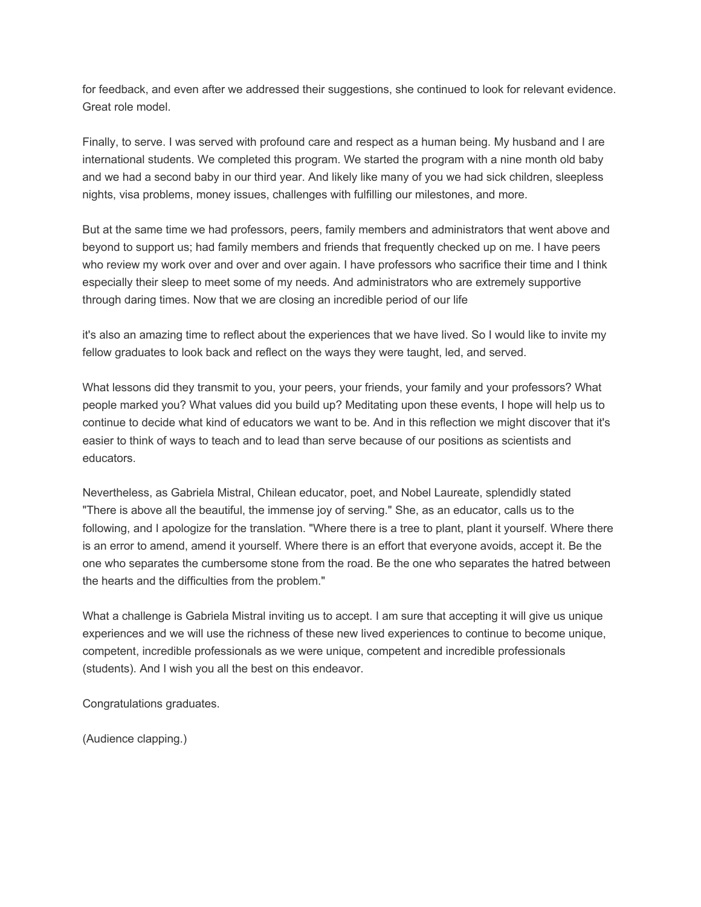for feedback, and even after we addressed their suggestions, she continued to look for relevant evidence. Great role model.

Finally, to serve. I was served with profound care and respect as a human being. My husband and I are international students. We completed this program. We started the program with a nine month old baby and we had a second baby in our third year. And likely like many of you we had sick children, sleepless nights, visa problems, money issues, challenges with fulfilling our milestones, and more.

But at the same time we had professors, peers, family members and administrators that went above and beyond to support us; had family members and friends that frequently checked up on me. I have peers who review my work over and over and over again. I have professors who sacrifice their time and I think especially their sleep to meet some of my needs. And administrators who are extremely supportive through daring times. Now that we are closing an incredible period of our life

it's also an amazing time to reflect about the experiences that we have lived. So I would like to invite my fellow graduates to look back and reflect on the ways they were taught, led, and served.

What lessons did they transmit to you, your peers, your friends, your family and your professors? What people marked you? What values did you build up? Meditating upon these events, I hope will help us to continue to decide what kind of educators we want to be. And in this reflection we might discover that it's easier to think of ways to teach and to lead than serve because of our positions as scientists and educators.

Nevertheless, as Gabriela Mistral, Chilean educator, poet, and Nobel Laureate, splendidly stated "There is above all the beautiful, the immense joy of serving." She, as an educator, calls us to the following, and I apologize for the translation. "Where there is a tree to plant, plant it yourself. Where there is an error to amend, amend it yourself. Where there is an effort that everyone avoids, accept it. Be the one who separates the cumbersome stone from the road. Be the one who separates the hatred between the hearts and the difficulties from the problem."

What a challenge is Gabriela Mistral inviting us to accept. I am sure that accepting it will give us unique experiences and we will use the richness of these new lived experiences to continue to become unique, competent, incredible professionals as we were unique, competent and incredible professionals (students). And I wish you all the best on this endeavor.

Congratulations graduates.

(Audience clapping.)